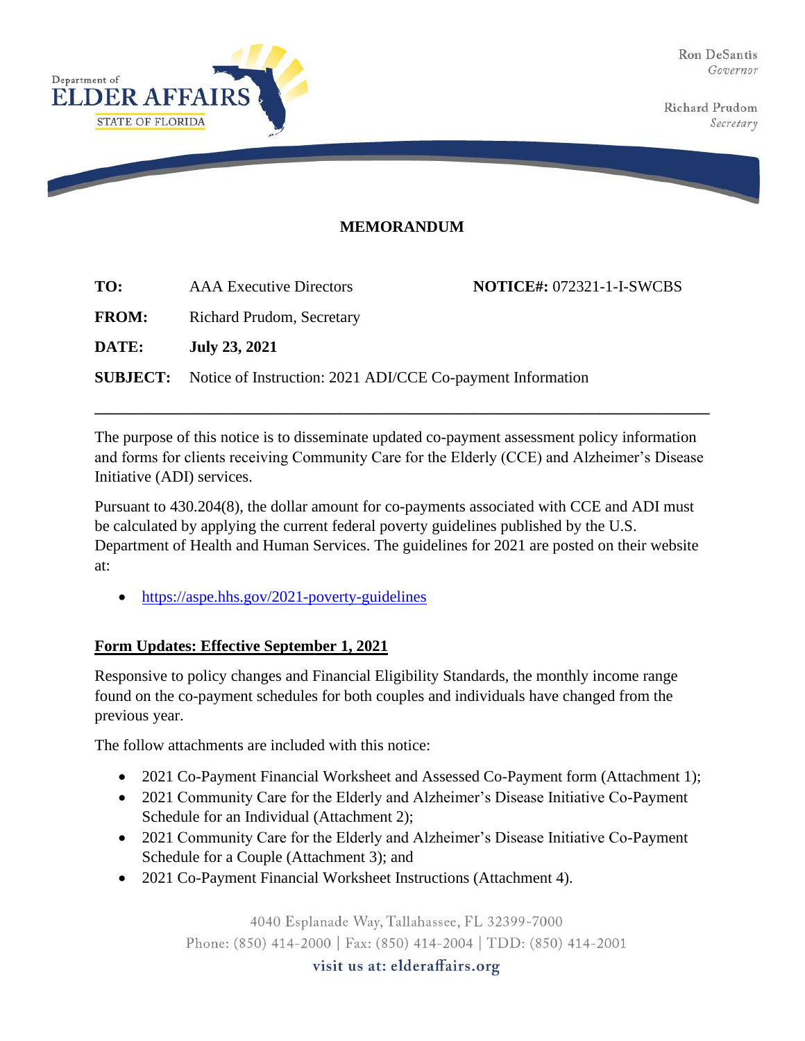Department of
**ELDER AFFAIRS**
STATE OF FLORIDA

Ron DeSantis
*Governor*

Richard Prudom
*Secretary*

**MEMORANDUM**

| | | |
|---|---|---|
| **TO:** | AAA Executive Directors | **NOTICE#:** 072321-1-I-SWCBS |
| **FROM:** | Richard Prudom, Secretary | |
| **DATE:** | **July 23, 2021** | |
| **SUBJECT:** | Notice of Instruction: 2021 ADI/CCE Co-payment Information | |

---

The purpose of this notice is to disseminate updated co-payment assessment policy information and forms for clients receiving Community Care for the Elderly (CCE) and Alzheimer's Disease Initiative (ADI) services.

Pursuant to 430.204(8), the dollar amount for co-payments associated with CCE and ADI must be calculated by applying the current federal poverty guidelines published by the U.S. Department of Health and Human Services. The guidelines for 2021 are posted on their website at:

- https://aspe.hhs.gov/2021-poverty-guidelines

**Form Updates: Effective September 1, 2021**

Responsive to policy changes and Financial Eligibility Standards, the monthly income range found on the co-payment schedules for both couples and individuals have changed from the previous year.

The follow attachments are included with this notice:

- 2021 Co-Payment Financial Worksheet and Assessed Co-Payment form (Attachment 1);
- 2021 Community Care for the Elderly and Alzheimer's Disease Initiative Co-Payment Schedule for an Individual (Attachment 2);
- 2021 Community Care for the Elderly and Alzheimer's Disease Initiative Co-Payment Schedule for a Couple (Attachment 3); and
- 2021 Co-Payment Financial Worksheet Instructions (Attachment 4).

4040 Esplanade Way, Tallahassee, FL 32399-7000
Phone: (850) 414-2000 | Fax: (850) 414-2004 | TDD: (850) 414-2001
visit us at: elderaffairs.org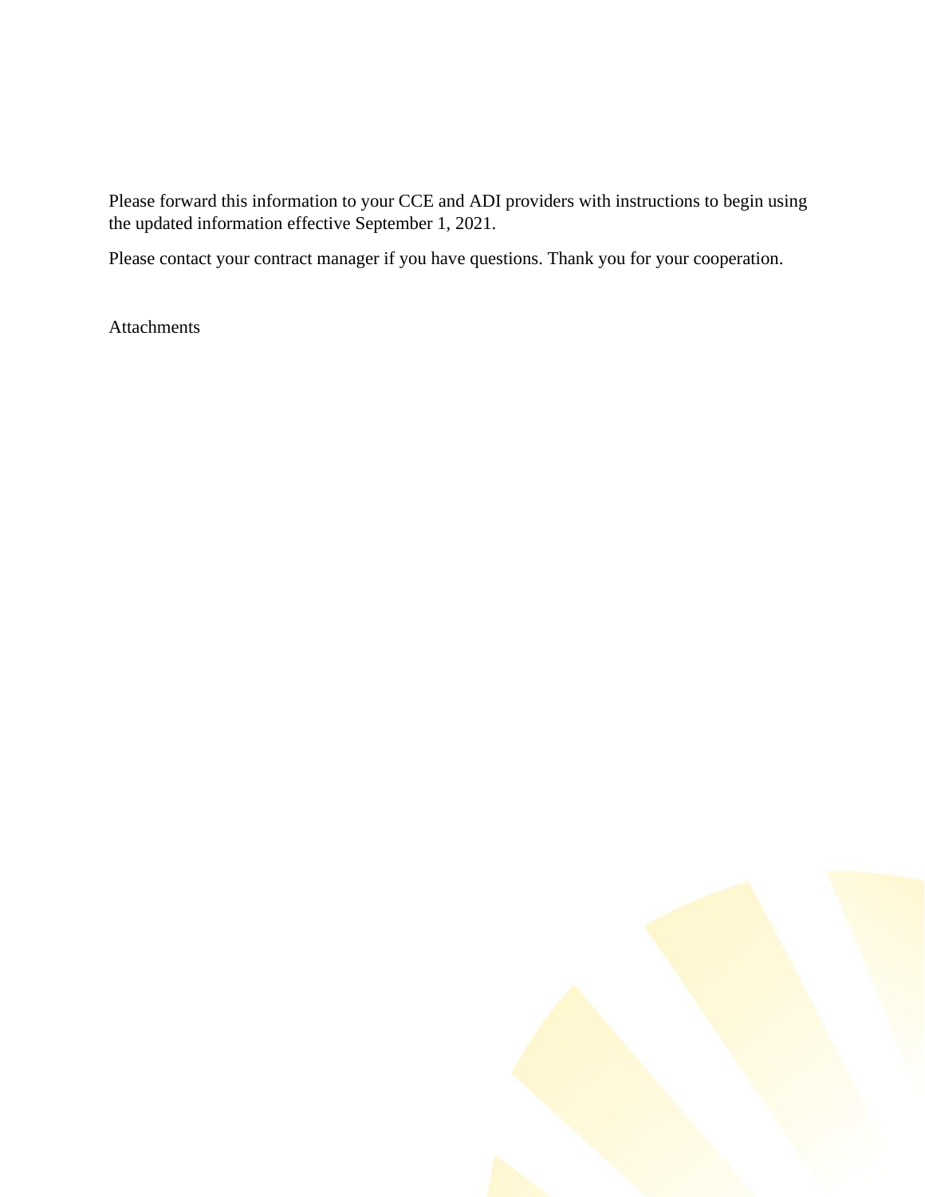Please forward this information to your CCE and ADI providers with instructions to begin using the updated information effective September 1, 2021.

Please contact your contract manager if you have questions. Thank you for your cooperation.

Attachments